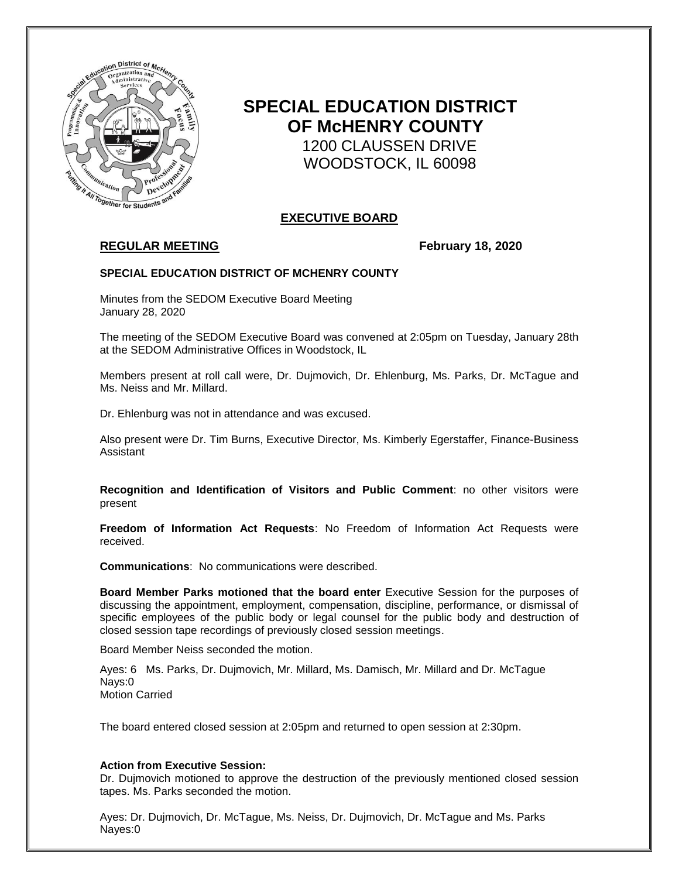# SPECIAL EDUCATION DISTRICT OF McHENRY COUNTY

1200 CLAUSSEN DRIVE
WOODSTOCK, IL 60098

## EXECUTIVE BOARD

**REGULAR MEETING** **February 18, 2020**

**SPECIAL EDUCATION DISTRICT OF MCHENRY COUNTY**

Minutes from the SEDOM Executive Board Meeting
January 28, 2020

The meeting of the SEDOM Executive Board was convened at 2:05pm on Tuesday, January 28th at the SEDOM Administrative Offices in Woodstock, IL

Members present at roll call were, Dr. Dujmovich, Dr. Ehlenburg, Ms. Parks, Dr. McTague and Ms. Neiss and Mr. Millard.

Dr. Ehlenburg was not in attendance and was excused.

Also present were Dr. Tim Burns, Executive Director, Ms. Kimberly Egerstaffer, Finance-Business Assistant

**Recognition and Identification of Visitors and Public Comment**: no other visitors were present

**Freedom of Information Act Requests**: No Freedom of Information Act Requests were received.

**Communications**: No communications were described.

**Board Member Parks motioned that the board enter** Executive Session for the purposes of discussing the appointment, employment, compensation, discipline, performance, or dismissal of specific employees of the public body or legal counsel for the public body and destruction of closed session tape recordings of previously closed session meetings.

Board Member Neiss seconded the motion.

Ayes: 6 Ms. Parks, Dr. Dujmovich, Mr. Millard, Ms. Damisch, Mr. Millard and Dr. McTague
Nays:0
Motion Carried

The board entered closed session at 2:05pm and returned to open session at 2:30pm.

**Action from Executive Session:**
Dr. Dujmovich motioned to approve the destruction of the previously mentioned closed session tapes. Ms. Parks seconded the motion.

Ayes: Dr. Dujmovich, Dr. McTague, Ms. Neiss, Dr. Dujmovich, Dr. McTague and Ms. Parks
Nayes:0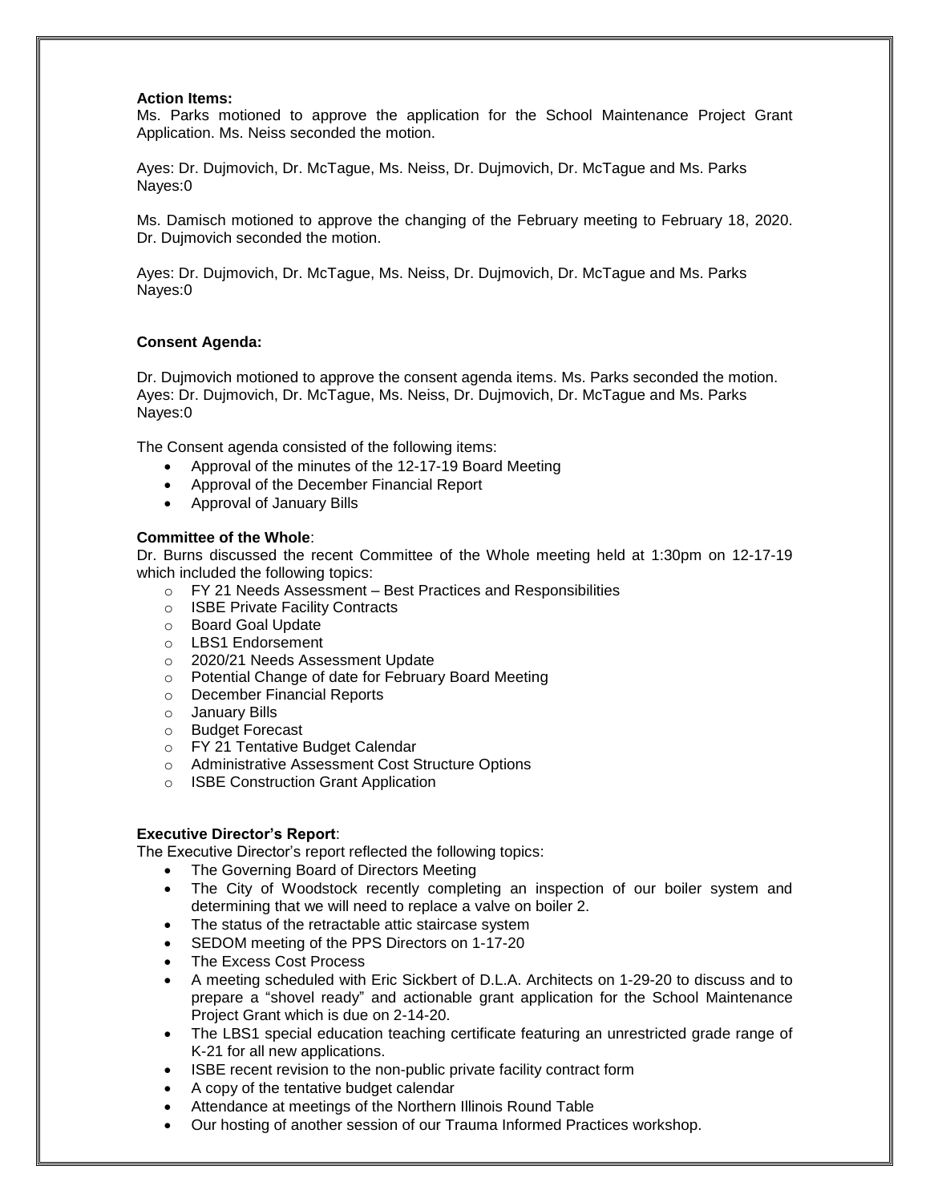**Action Items:**
Ms. Parks motioned to approve the application for the School Maintenance Project Grant Application. Ms. Neiss seconded the motion.

Ayes: Dr. Dujmovich, Dr. McTague, Ms. Neiss, Dr. Dujmovich, Dr. McTague and Ms. Parks
Nayes:0

Ms. Damisch motioned to approve the changing of the February meeting to February 18, 2020. Dr. Dujmovich seconded the motion.

Ayes: Dr. Dujmovich, Dr. McTague, Ms. Neiss, Dr. Dujmovich, Dr. McTague and Ms. Parks
Nayes:0

**Consent Agenda:**

Dr. Dujmovich motioned to approve the consent agenda items. Ms. Parks seconded the motion.
Ayes: Dr. Dujmovich, Dr. McTague, Ms. Neiss, Dr. Dujmovich, Dr. McTague and Ms. Parks
Nayes:0

The Consent agenda consisted of the following items:

- Approval of the minutes of the 12-17-19 Board Meeting
- Approval of the December Financial Report
- Approval of January Bills

**Committee of the Whole**:
Dr. Burns discussed the recent Committee of the Whole meeting held at 1:30pm on 12-17-19 which included the following topics:

- FY 21 Needs Assessment – Best Practices and Responsibilities
- ISBE Private Facility Contracts
- Board Goal Update
- LBS1 Endorsement
- 2020/21 Needs Assessment Update
- Potential Change of date for February Board Meeting
- December Financial Reports
- January Bills
- Budget Forecast
- FY 21 Tentative Budget Calendar
- Administrative Assessment Cost Structure Options
- ISBE Construction Grant Application

**Executive Director's Report**:
The Executive Director's report reflected the following topics:

- The Governing Board of Directors Meeting
- The City of Woodstock recently completing an inspection of our boiler system and determining that we will need to replace a valve on boiler 2.
- The status of the retractable attic staircase system
- SEDOM meeting of the PPS Directors on 1-17-20
- The Excess Cost Process
- A meeting scheduled with Eric Sickbert of D.L.A. Architects on 1-29-20 to discuss and to prepare a "shovel ready" and actionable grant application for the School Maintenance Project Grant which is due on 2-14-20.
- The LBS1 special education teaching certificate featuring an unrestricted grade range of K-21 for all new applications.
- ISBE recent revision to the non-public private facility contract form
- A copy of the tentative budget calendar
- Attendance at meetings of the Northern Illinois Round Table
- Our hosting of another session of our Trauma Informed Practices workshop.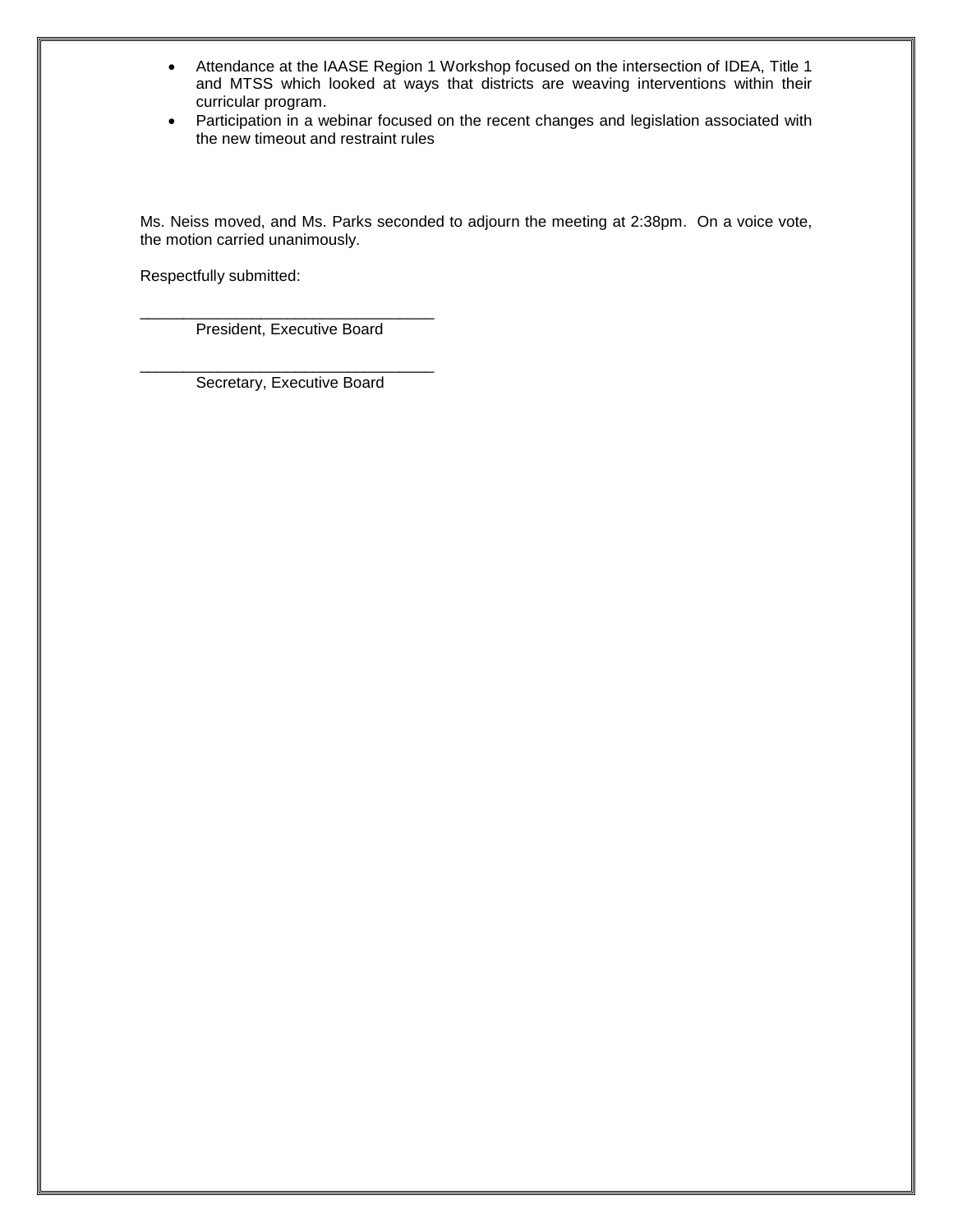- Attendance at the IAASE Region 1 Workshop focused on the intersection of IDEA, Title 1 and MTSS which looked at ways that districts are weaving interventions within their curricular program.
- Participation in a webinar focused on the recent changes and legislation associated with the new timeout and restraint rules

Ms. Neiss moved, and Ms. Parks seconded to adjourn the meeting at 2:38pm. On a voice vote, the motion carried unanimously.

Respectfully submitted:

\_\_\_\_\_\_\_\_\_\_\_\_\_\_\_\_\_\_\_\_\_\_\_\_\_\_\_\_\_\_\_\_\_\_

President, Executive Board

\_\_\_\_\_\_\_\_\_\_\_\_\_\_\_\_\_\_\_\_\_\_\_\_\_\_\_\_\_\_\_\_\_\_

Secretary, Executive Board